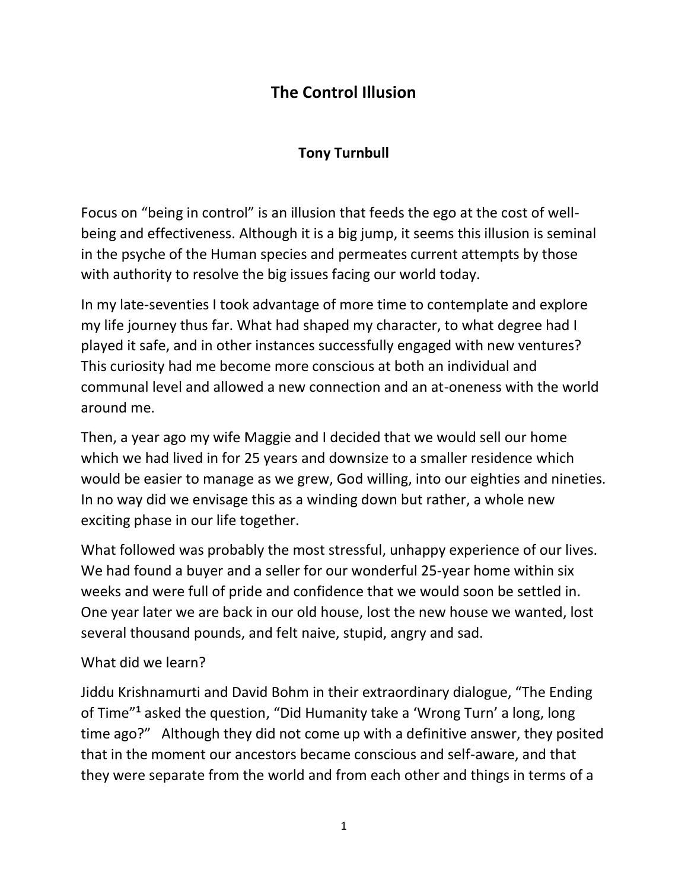# The Control Illusion

## Tony Turnbull

Focus on "being in control" is an illusion that feeds the ego at the cost of well-being and effectiveness. Although it is a big jump, it seems this illusion is seminal in the psyche of the Human species and permeates current attempts by those with authority to resolve the big issues facing our world today.

In my late-seventies I took advantage of more time to contemplate and explore my life journey thus far. What had shaped my character, to what degree had I played it safe, and in other instances successfully engaged with new ventures? This curiosity had me become more conscious at both an individual and communal level and allowed a new connection and an at-oneness with the world around me.

Then, a year ago my wife Maggie and I decided that we would sell our home which we had lived in for 25 years and downsize to a smaller residence which would be easier to manage as we grew, God willing, into our eighties and nineties. In no way did we envisage this as a winding down but rather, a whole new exciting phase in our life together.

What followed was probably the most stressful, unhappy experience of our lives. We had found a buyer and a seller for our wonderful 25-year home within six weeks and were full of pride and confidence that we would soon be settled in. One year later we are back in our old house, lost the new house we wanted, lost several thousand pounds, and felt naive, stupid, angry and sad.

What did we learn?

Jiddu Krishnamurti and David Bohm in their extraordinary dialogue, "The Ending of Time"[1] asked the question, "Did Humanity take a 'Wrong Turn' a long, long time ago?" Although they did not come up with a definitive answer, they posited that in the moment our ancestors became conscious and self-aware, and that they were separate from the world and from each other and things in terms of a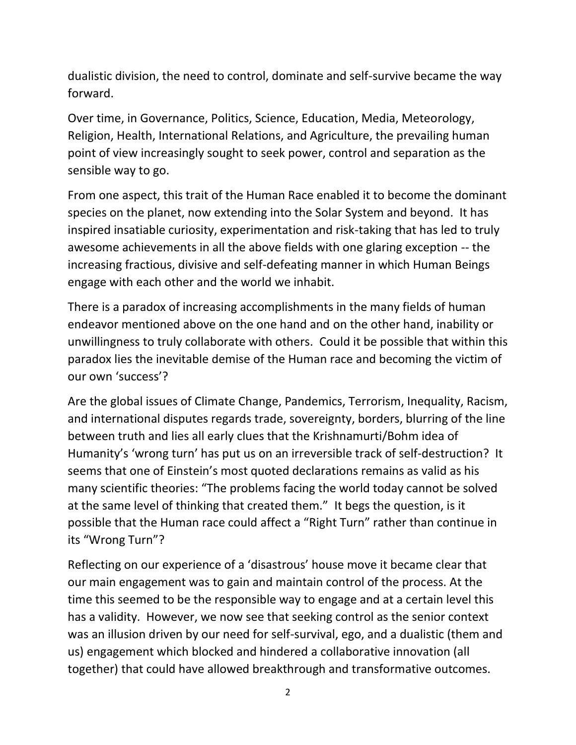dualistic division, the need to control, dominate and self-survive became the way forward.

Over time, in Governance, Politics, Science, Education, Media, Meteorology, Religion, Health, International Relations, and Agriculture, the prevailing human point of view increasingly sought to seek power, control and separation as the sensible way to go.

From one aspect, this trait of the Human Race enabled it to become the dominant species on the planet, now extending into the Solar System and beyond. It has inspired insatiable curiosity, experimentation and risk-taking that has led to truly awesome achievements in all the above fields with one glaring exception -- the increasing fractious, divisive and self-defeating manner in which Human Beings engage with each other and the world we inhabit.

There is a paradox of increasing accomplishments in the many fields of human endeavor mentioned above on the one hand and on the other hand, inability or unwillingness to truly collaborate with others. Could it be possible that within this paradox lies the inevitable demise of the Human race and becoming the victim of our own 'success'?

Are the global issues of Climate Change, Pandemics, Terrorism, Inequality, Racism, and international disputes regards trade, sovereignty, borders, blurring of the line between truth and lies all early clues that the Krishnamurti/Bohm idea of Humanity's 'wrong turn' has put us on an irreversible track of self-destruction? It seems that one of Einstein's most quoted declarations remains as valid as his many scientific theories: "The problems facing the world today cannot be solved at the same level of thinking that created them." It begs the question, is it possible that the Human race could affect a "Right Turn" rather than continue in its "Wrong Turn"?

Reflecting on our experience of a 'disastrous' house move it became clear that our main engagement was to gain and maintain control of the process. At the time this seemed to be the responsible way to engage and at a certain level this has a validity. However, we now see that seeking control as the senior context was an illusion driven by our need for self-survival, ego, and a dualistic (them and us) engagement which blocked and hindered a collaborative innovation (all together) that could have allowed breakthrough and transformative outcomes.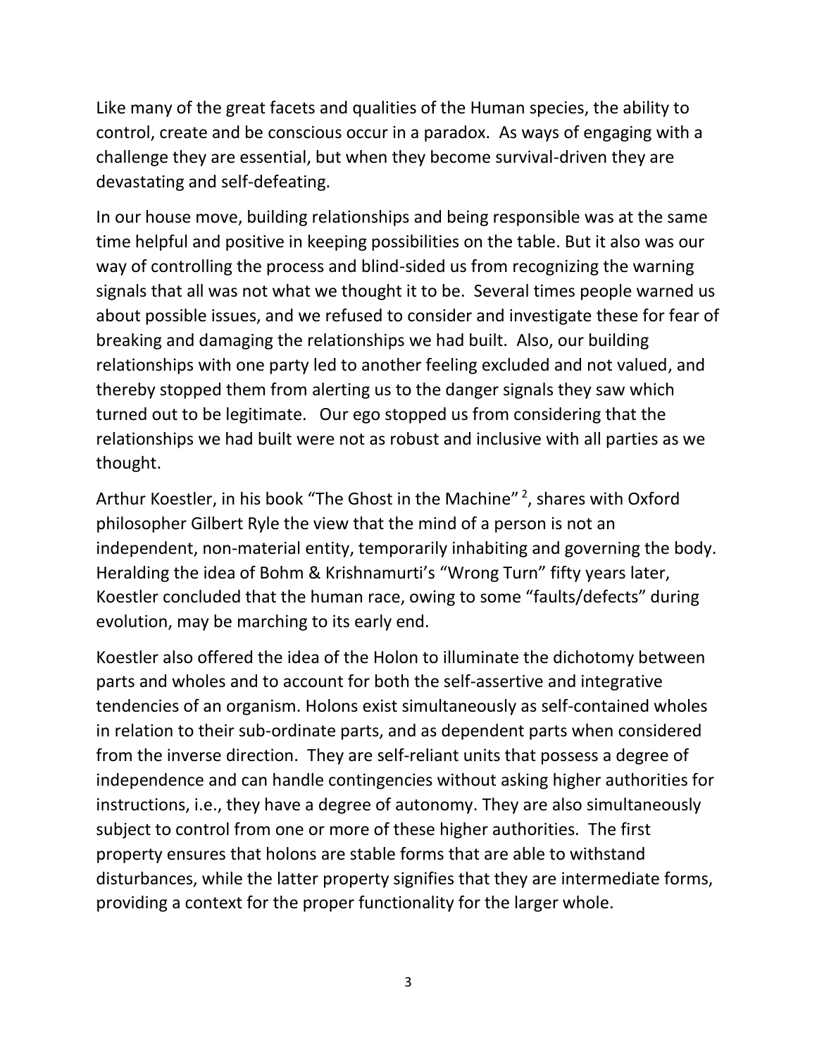Like many of the great facets and qualities of the Human species, the ability to control, create and be conscious occur in a paradox. As ways of engaging with a challenge they are essential, but when they become survival-driven they are devastating and self-defeating.

In our house move, building relationships and being responsible was at the same time helpful and positive in keeping possibilities on the table. But it also was our way of controlling the process and blind-sided us from recognizing the warning signals that all was not what we thought it to be. Several times people warned us about possible issues, and we refused to consider and investigate these for fear of breaking and damaging the relationships we had built. Also, our building relationships with one party led to another feeling excluded and not valued, and thereby stopped them from alerting us to the danger signals they saw which turned out to be legitimate. Our ego stopped us from considering that the relationships we had built were not as robust and inclusive with all parties as we thought.

Arthur Koestler, in his book "The Ghost in the Machine" [2], shares with Oxford philosopher Gilbert Ryle the view that the mind of a person is not an independent, non-material entity, temporarily inhabiting and governing the body. Heralding the idea of Bohm & Krishnamurti's "Wrong Turn" fifty years later, Koestler concluded that the human race, owing to some "faults/defects" during evolution, may be marching to its early end.

Koestler also offered the idea of the Holon to illuminate the dichotomy between parts and wholes and to account for both the self-assertive and integrative tendencies of an organism. Holons exist simultaneously as self-contained wholes in relation to their sub-ordinate parts, and as dependent parts when considered from the inverse direction. They are self-reliant units that possess a degree of independence and can handle contingencies without asking higher authorities for instructions, i.e., they have a degree of autonomy. They are also simultaneously subject to control from one or more of these higher authorities. The first property ensures that holons are stable forms that are able to withstand disturbances, while the latter property signifies that they are intermediate forms, providing a context for the proper functionality for the larger whole.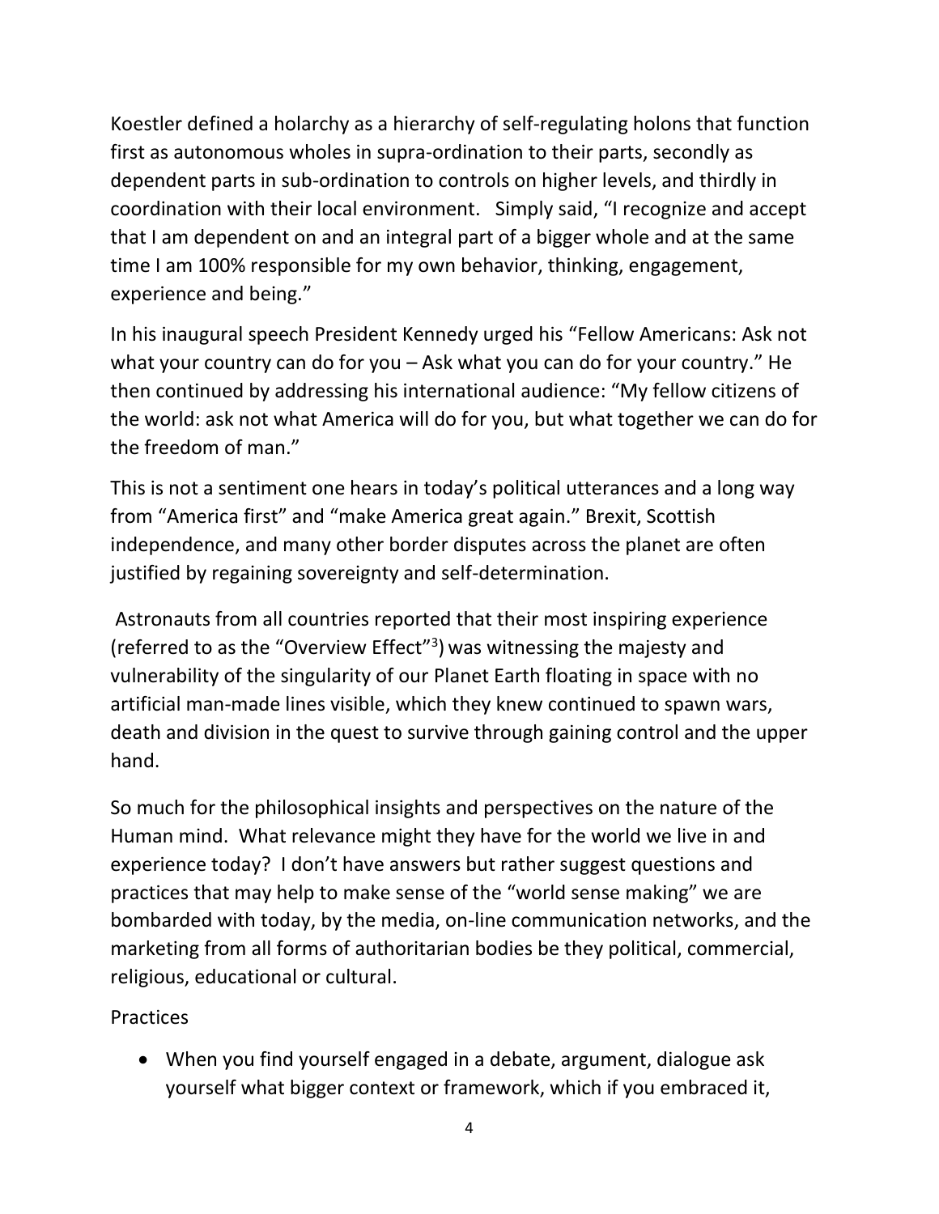Koestler defined a holarchy as a hierarchy of self-regulating holons that function first as autonomous wholes in supra-ordination to their parts, secondly as dependent parts in sub-ordination to controls on higher levels, and thirdly in coordination with their local environment. Simply said, "I recognize and accept that I am dependent on and an integral part of a bigger whole and at the same time I am 100% responsible for my own behavior, thinking, engagement, experience and being."

In his inaugural speech President Kennedy urged his "Fellow Americans: Ask not what your country can do for you – Ask what you can do for your country." He then continued by addressing his international audience: "My fellow citizens of the world: ask not what America will do for you, but what together we can do for the freedom of man."

This is not a sentiment one hears in today's political utterances and a long way from "America first" and "make America great again." Brexit, Scottish independence, and many other border disputes across the planet are often justified by regaining sovereignty and self-determination.

Astronauts from all countries reported that their most inspiring experience (referred to as the "Overview Effect"[3]) was witnessing the majesty and vulnerability of the singularity of our Planet Earth floating in space with no artificial man-made lines visible, which they knew continued to spawn wars, death and division in the quest to survive through gaining control and the upper hand.

So much for the philosophical insights and perspectives on the nature of the Human mind. What relevance might they have for the world we live in and experience today? I don't have answers but rather suggest questions and practices that may help to make sense of the "world sense making" we are bombarded with today, by the media, on-line communication networks, and the marketing from all forms of authoritarian bodies be they political, commercial, religious, educational or cultural.

Practices

- When you find yourself engaged in a debate, argument, dialogue ask yourself what bigger context or framework, which if you embraced it,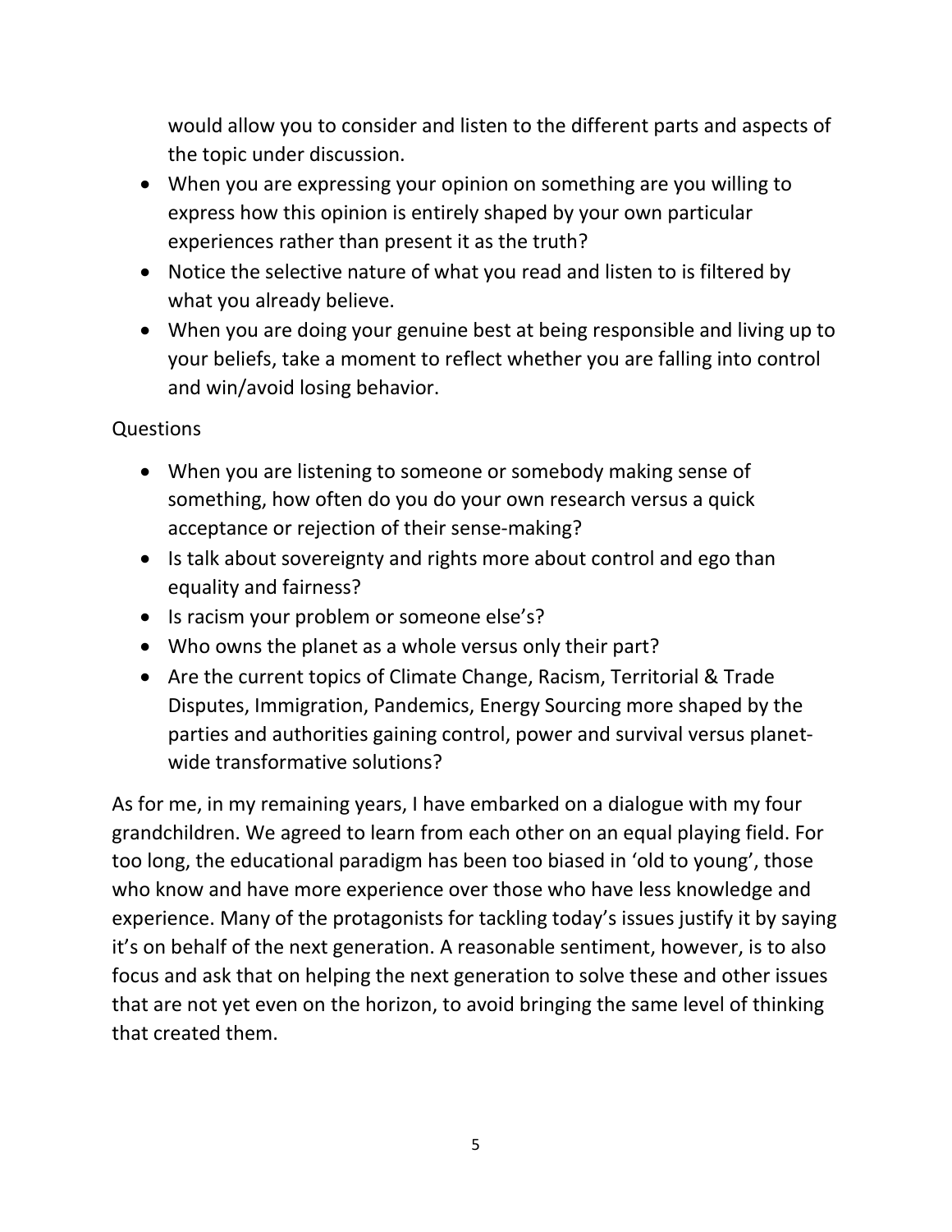would allow you to consider and listen to the different parts and aspects of the topic under discussion.

- When you are expressing your opinion on something are you willing to express how this opinion is entirely shaped by your own particular experiences rather than present it as the truth?
- Notice the selective nature of what you read and listen to is filtered by what you already believe.
- When you are doing your genuine best at being responsible and living up to your beliefs, take a moment to reflect whether you are falling into control and win/avoid losing behavior.

Questions

- When you are listening to someone or somebody making sense of something, how often do you do your own research versus a quick acceptance or rejection of their sense-making?
- Is talk about sovereignty and rights more about control and ego than equality and fairness?
- Is racism your problem or someone else's?
- Who owns the planet as a whole versus only their part?
- Are the current topics of Climate Change, Racism, Territorial & Trade Disputes, Immigration, Pandemics, Energy Sourcing more shaped by the parties and authorities gaining control, power and survival versus planet-wide transformative solutions?

As for me, in my remaining years, I have embarked on a dialogue with my four grandchildren. We agreed to learn from each other on an equal playing field. For too long, the educational paradigm has been too biased in 'old to young', those who know and have more experience over those who have less knowledge and experience. Many of the protagonists for tackling today's issues justify it by saying it's on behalf of the next generation. A reasonable sentiment, however, is to also focus and ask that on helping the next generation to solve these and other issues that are not yet even on the horizon, to avoid bringing the same level of thinking that created them.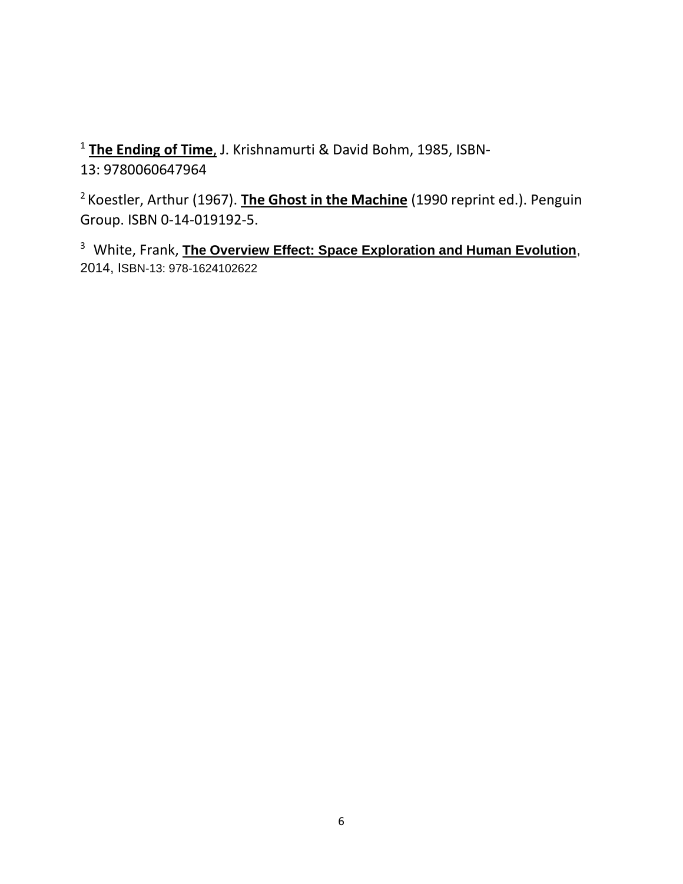[1] **The Ending of Time**, J. Krishnamurti & David Bohm, 1985, ISBN-13: 9780060647964

[2] Koestler, Arthur (1967). **The Ghost in the Machine** (1990 reprint ed.). Penguin Group. ISBN 0-14-019192-5.

[3] White, Frank, **The Overview Effect: Space Exploration and Human Evolution**, 2014, ISBN-13: 978-1624102622